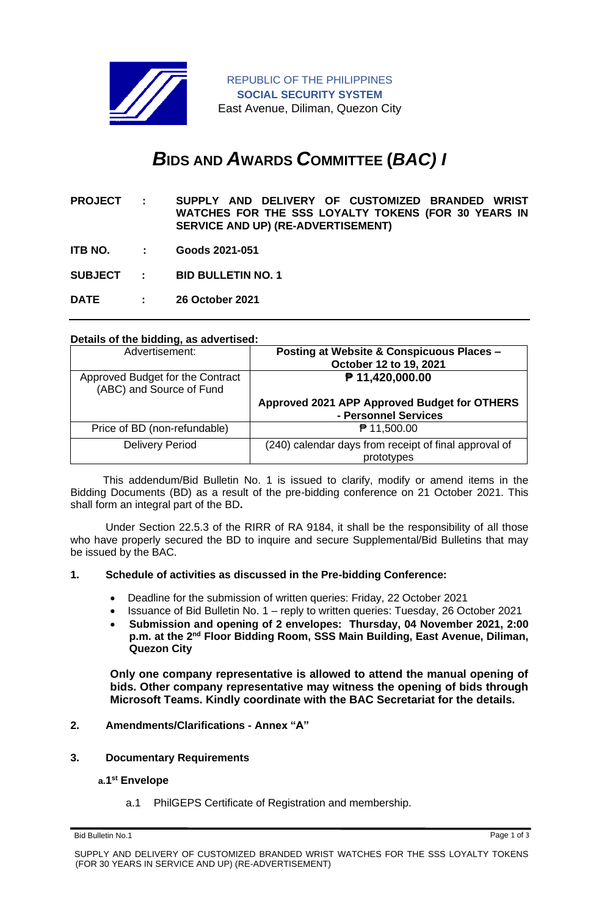REPUBLIC OF THE PHILIPPINES
**SOCIAL SECURITY SYSTEM**
East Avenue, Diliman, Quezon City

# ***B*IDS AND *A*WARDS *C*OMMITTEE (*BAC) I***

**PROJECT : SUPPLY AND DELIVERY OF CUSTOMIZED BRANDED WRIST WATCHES FOR THE SSS LOYALTY TOKENS (FOR 30 YEARS IN SERVICE AND UP) (RE-ADVERTISEMENT)**

**ITB NO. : Goods 2021-051**

**SUBJECT : BID BULLETIN NO. 1**

**DATE : 26 October 2021**

---

**Details of the bidding, as advertised:**

| Advertisement: | **Posting at Website & Conspicuous Places – October 12 to 19, 2021** |
|---|---|
| Approved Budget for the Contract (ABC) and Source of Fund | **₱ 11,420,000.00**<br><br>**Approved 2021 APP Approved Budget for OTHERS - Personnel Services** |
| Price of BD (non-refundable) | ₱ 11,500.00 |
| Delivery Period | (240) calendar days from receipt of final approval of prototypes |

This addendum/Bid Bulletin No. 1 is issued to clarify, modify or amend items in the Bidding Documents (BD) as a result of the pre-bidding conference on 21 October 2021. This shall form an integral part of the BD**.**

Under Section 22.5.3 of the RIRR of RA 9184, it shall be the responsibility of all those who have properly secured the BD to inquire and secure Supplemental/Bid Bulletins that may be issued by the BAC.

**1. Schedule of activities as discussed in the Pre-bidding Conference:**

- Deadline for the submission of written queries: Friday, 22 October 2021
- Issuance of Bid Bulletin No. 1 – reply to written queries: Tuesday, 26 October 2021
- **Submission and opening of 2 envelopes: Thursday, 04 November 2021, 2:00 p.m. at the 2nd Floor Bidding Room, SSS Main Building, East Avenue, Diliman, Quezon City**

**Only one company representative is allowed to attend the manual opening of bids. Other company representative may witness the opening of bids through Microsoft Teams. Kindly coordinate with the BAC Secretariat for the details.**

**2. Amendments/Clarifications - Annex "A"**

**3. Documentary Requirements**

**a. 1st Envelope**

a.1 PhilGEPS Certificate of Registration and membership.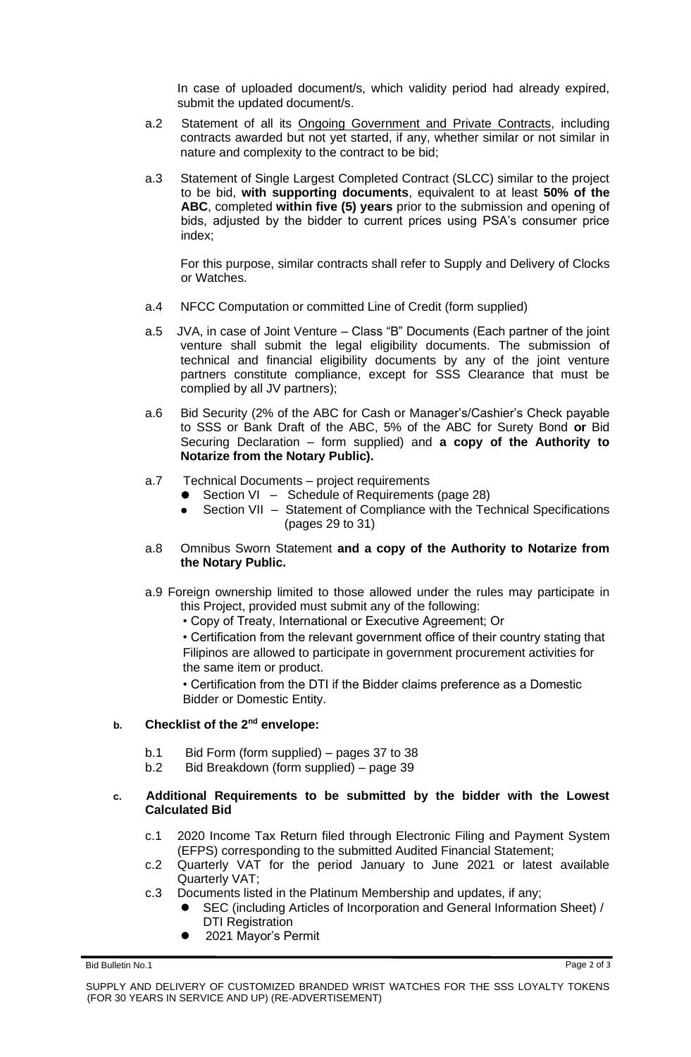In case of uploaded document/s, which validity period had already expired, submit the updated document/s.

a.2 Statement of all its Ongoing Government and Private Contracts, including contracts awarded but not yet started, if any, whether similar or not similar in nature and complexity to the contract to be bid;

a.3 Statement of Single Largest Completed Contract (SLCC) similar to the project to be bid, **with supporting documents**, equivalent to at least **50% of the ABC**, completed **within five (5) years** prior to the submission and opening of bids, adjusted by the bidder to current prices using PSA's consumer price index;

For this purpose, similar contracts shall refer to Supply and Delivery of Clocks or Watches.

a.4 NFCC Computation or committed Line of Credit (form supplied)

a.5 JVA, in case of Joint Venture – Class "B" Documents (Each partner of the joint venture shall submit the legal eligibility documents. The submission of technical and financial eligibility documents by any of the joint venture partners constitute compliance, except for SSS Clearance that must be complied by all JV partners);

a.6 Bid Security (2% of the ABC for Cash or Manager's/Cashier's Check payable to SSS or Bank Draft of the ABC, 5% of the ABC for Surety Bond **or** Bid Securing Declaration – form supplied) and **a copy of the Authority to Notarize from the Notary Public).**

a.7 Technical Documents – project requirements
- Section VI – Schedule of Requirements (page 28)
- Section VII – Statement of Compliance with the Technical Specifications (pages 29 to 31)

a.8 Omnibus Sworn Statement **and a copy of the Authority to Notarize from the Notary Public.**

a.9 Foreign ownership limited to those allowed under the rules may participate in this Project, provided must submit any of the following:
- Copy of Treaty, International or Executive Agreement; Or
- Certification from the relevant government office of their country stating that Filipinos are allowed to participate in government procurement activities for the same item or product.
- Certification from the DTI if the Bidder claims preference as a Domestic Bidder or Domestic Entity.

**b. Checklist of the 2nd envelope:**

b.1 Bid Form (form supplied) – pages 37 to 38
b.2 Bid Breakdown (form supplied) – page 39

**c. Additional Requirements to be submitted by the bidder with the Lowest Calculated Bid**

c.1 2020 Income Tax Return filed through Electronic Filing and Payment System (EFPS) corresponding to the submitted Audited Financial Statement;
c.2 Quarterly VAT for the period January to June 2021 or latest available Quarterly VAT;
c.3 Documents listed in the Platinum Membership and updates, if any;
- SEC (including Articles of Incorporation and General Information Sheet) / DTI Registration
- 2021 Mayor's Permit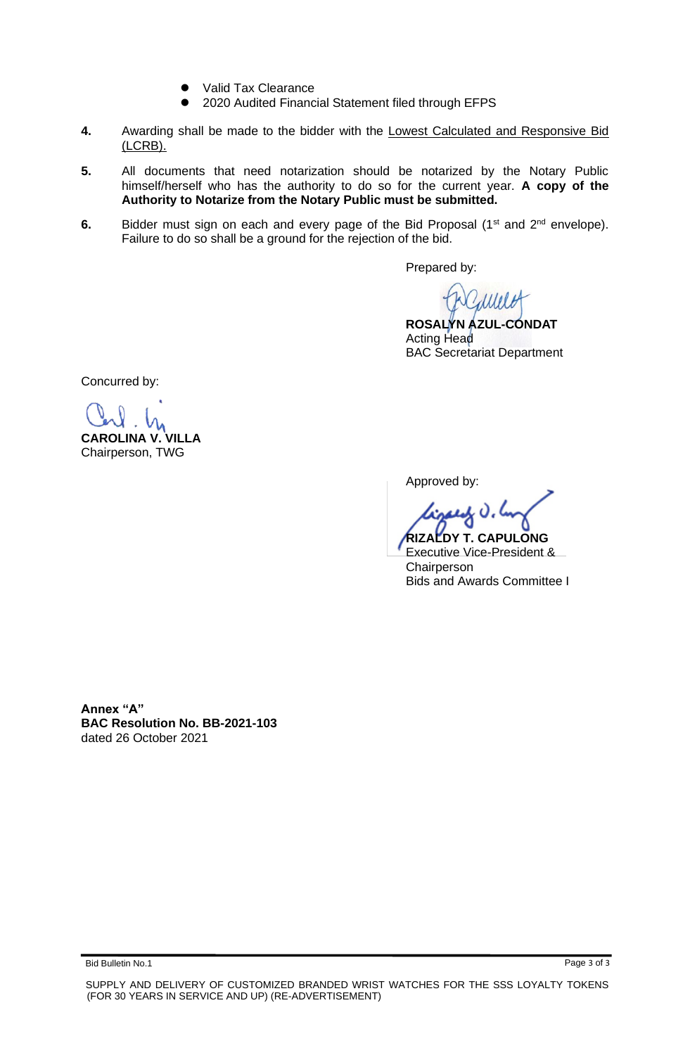- Valid Tax Clearance
- 2020 Audited Financial Statement filed through EFPS

**4.** Awarding shall be made to the bidder with the Lowest Calculated and Responsive Bid (LCRB).

**5.** All documents that need notarization should be notarized by the Notary Public himself/herself who has the authority to do so for the current year. **A copy of the Authority to Notarize from the Notary Public must be submitted.**

**6.** Bidder must sign on each and every page of the Bid Proposal (1st and 2nd envelope). Failure to do so shall be a ground for the rejection of the bid.

Prepared by:

**ROSALYN AZUL-CONDAT**
Acting Head
BAC Secretariat Department

Concurred by:

**CAROLINA V. VILLA**
Chairperson, TWG

Approved by:

**RIZALDY T. CAPULONG**
Executive Vice-President &
Chairperson
Bids and Awards Committee I

**Annex "A"**
**BAC Resolution No. BB-2021-103**
dated 26 October 2021